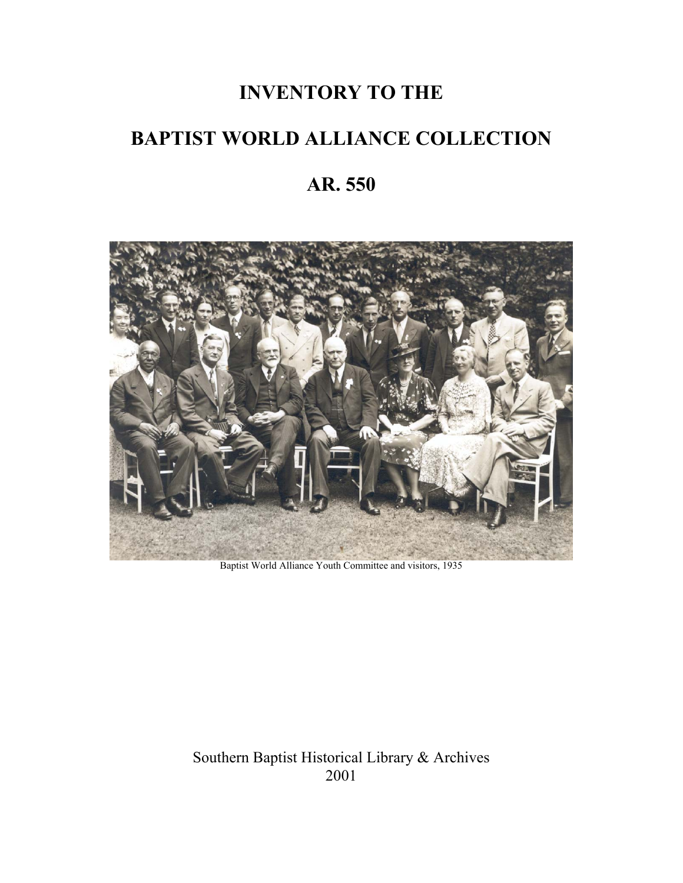# INVENTORY TO THE

# BAPTIST WORLD ALLIANCE COLLECTION

# AR. 550

Baptist World Alliance Youth Committee and visitors, 1935

Southern Baptist Historical Library & Archives
2001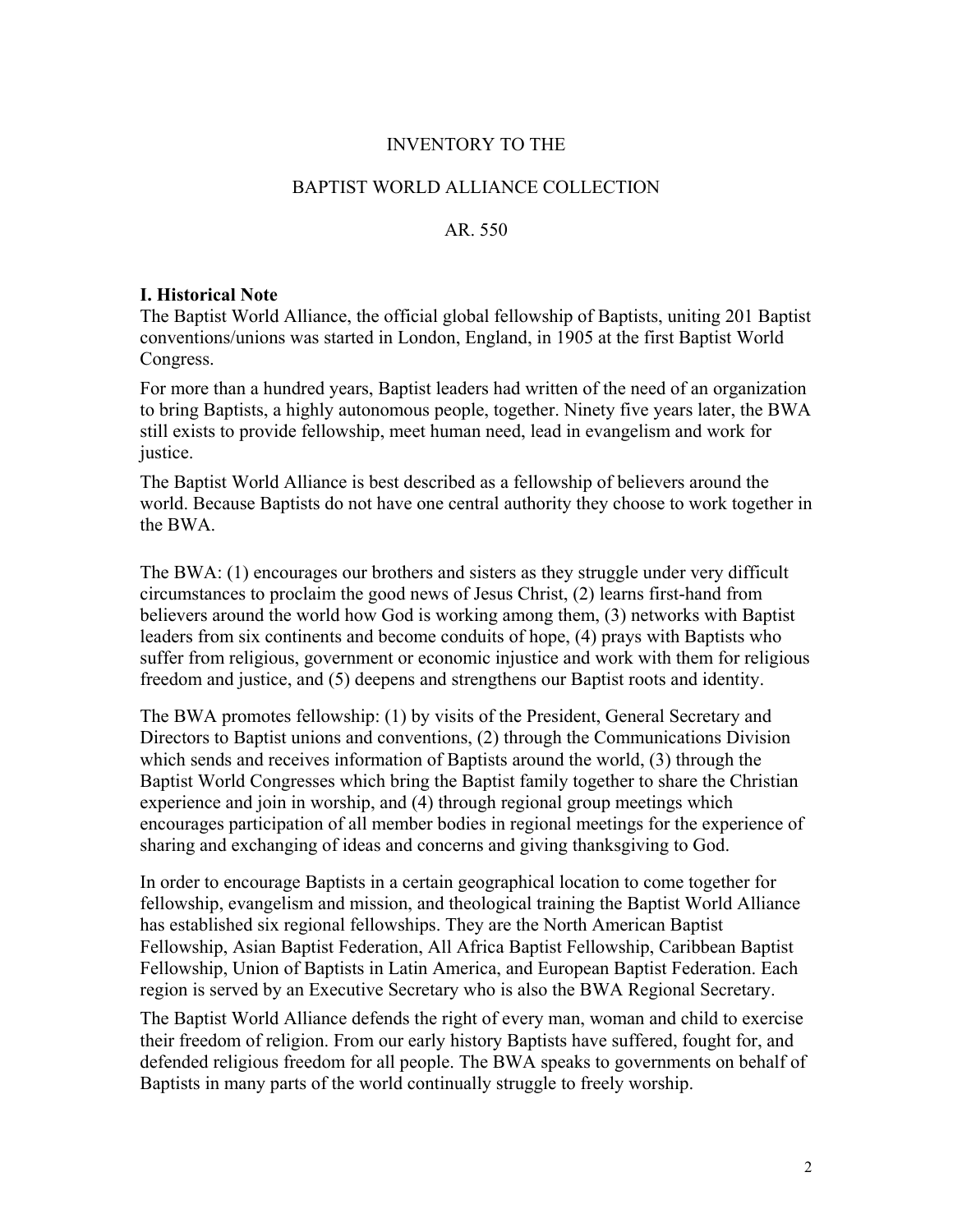INVENTORY TO THE

BAPTIST WORLD ALLIANCE COLLECTION

AR. 550

## I. Historical Note

The Baptist World Alliance, the official global fellowship of Baptists, uniting 201 Baptist conventions/unions was started in London, England, in 1905 at the first Baptist World Congress.

For more than a hundred years, Baptist leaders had written of the need of an organization to bring Baptists, a highly autonomous people, together. Ninety five years later, the BWA still exists to provide fellowship, meet human need, lead in evangelism and work for justice.

The Baptist World Alliance is best described as a fellowship of believers around the world. Because Baptists do not have one central authority they choose to work together in the BWA.

The BWA: (1) encourages our brothers and sisters as they struggle under very difficult circumstances to proclaim the good news of Jesus Christ, (2) learns first-hand from believers around the world how God is working among them, (3) networks with Baptist leaders from six continents and become conduits of hope, (4) prays with Baptists who suffer from religious, government or economic injustice and work with them for religious freedom and justice, and (5) deepens and strengthens our Baptist roots and identity.

The BWA promotes fellowship: (1) by visits of the President, General Secretary and Directors to Baptist unions and conventions, (2) through the Communications Division which sends and receives information of Baptists around the world, (3) through the Baptist World Congresses which bring the Baptist family together to share the Christian experience and join in worship, and (4) through regional group meetings which encourages participation of all member bodies in regional meetings for the experience of sharing and exchanging of ideas and concerns and giving thanksgiving to God.

In order to encourage Baptists in a certain geographical location to come together for fellowship, evangelism and mission, and theological training the Baptist World Alliance has established six regional fellowships. They are the North American Baptist Fellowship, Asian Baptist Federation, All Africa Baptist Fellowship, Caribbean Baptist Fellowship, Union of Baptists in Latin America, and European Baptist Federation. Each region is served by an Executive Secretary who is also the BWA Regional Secretary.

The Baptist World Alliance defends the right of every man, woman and child to exercise their freedom of religion. From our early history Baptists have suffered, fought for, and defended religious freedom for all people. The BWA speaks to governments on behalf of Baptists in many parts of the world continually struggle to freely worship.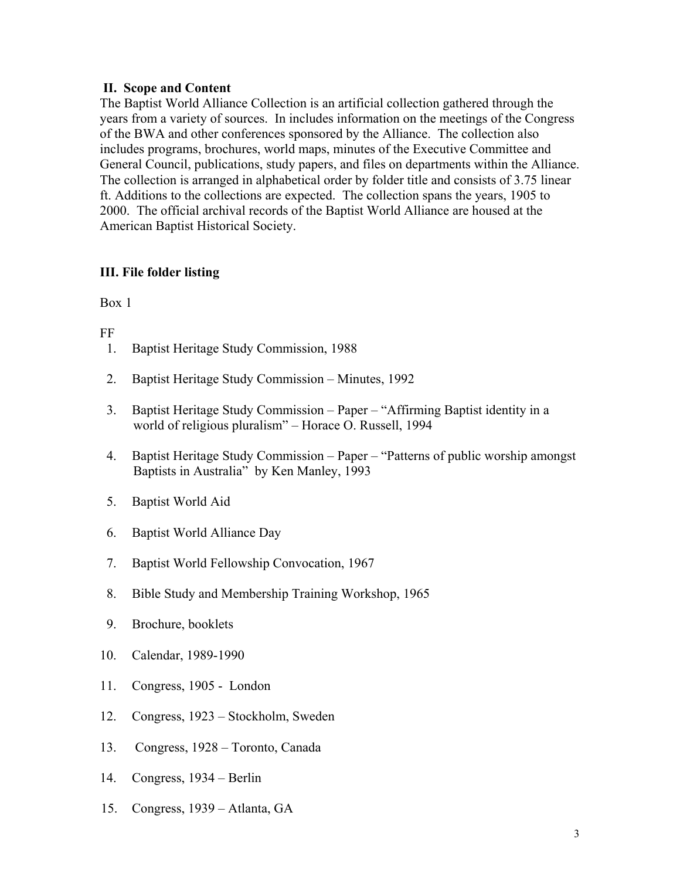## II. Scope and Content

The Baptist World Alliance Collection is an artificial collection gathered through the years from a variety of sources. In includes information on the meetings of the Congress of the BWA and other conferences sponsored by the Alliance. The collection also includes programs, brochures, world maps, minutes of the Executive Committee and General Council, publications, study papers, and files on departments within the Alliance. The collection is arranged in alphabetical order by folder title and consists of 3.75 linear ft. Additions to the collections are expected. The collection spans the years, 1905 to 2000. The official archival records of the Baptist World Alliance are housed at the American Baptist Historical Society.

## III. File folder listing

Box 1

FF

1. Baptist Heritage Study Commission, 1988
2. Baptist Heritage Study Commission – Minutes, 1992
3. Baptist Heritage Study Commission – Paper – "Affirming Baptist identity in a world of religious pluralism" – Horace O. Russell, 1994
4. Baptist Heritage Study Commission – Paper – "Patterns of public worship amongst Baptists in Australia" by Ken Manley, 1993
5. Baptist World Aid
6. Baptist World Alliance Day
7. Baptist World Fellowship Convocation, 1967
8. Bible Study and Membership Training Workshop, 1965
9. Brochure, booklets
10. Calendar, 1989-1990
11. Congress, 1905 - London
12. Congress, 1923 – Stockholm, Sweden
13. Congress, 1928 – Toronto, Canada
14. Congress, 1934 – Berlin
15. Congress, 1939 – Atlanta, GA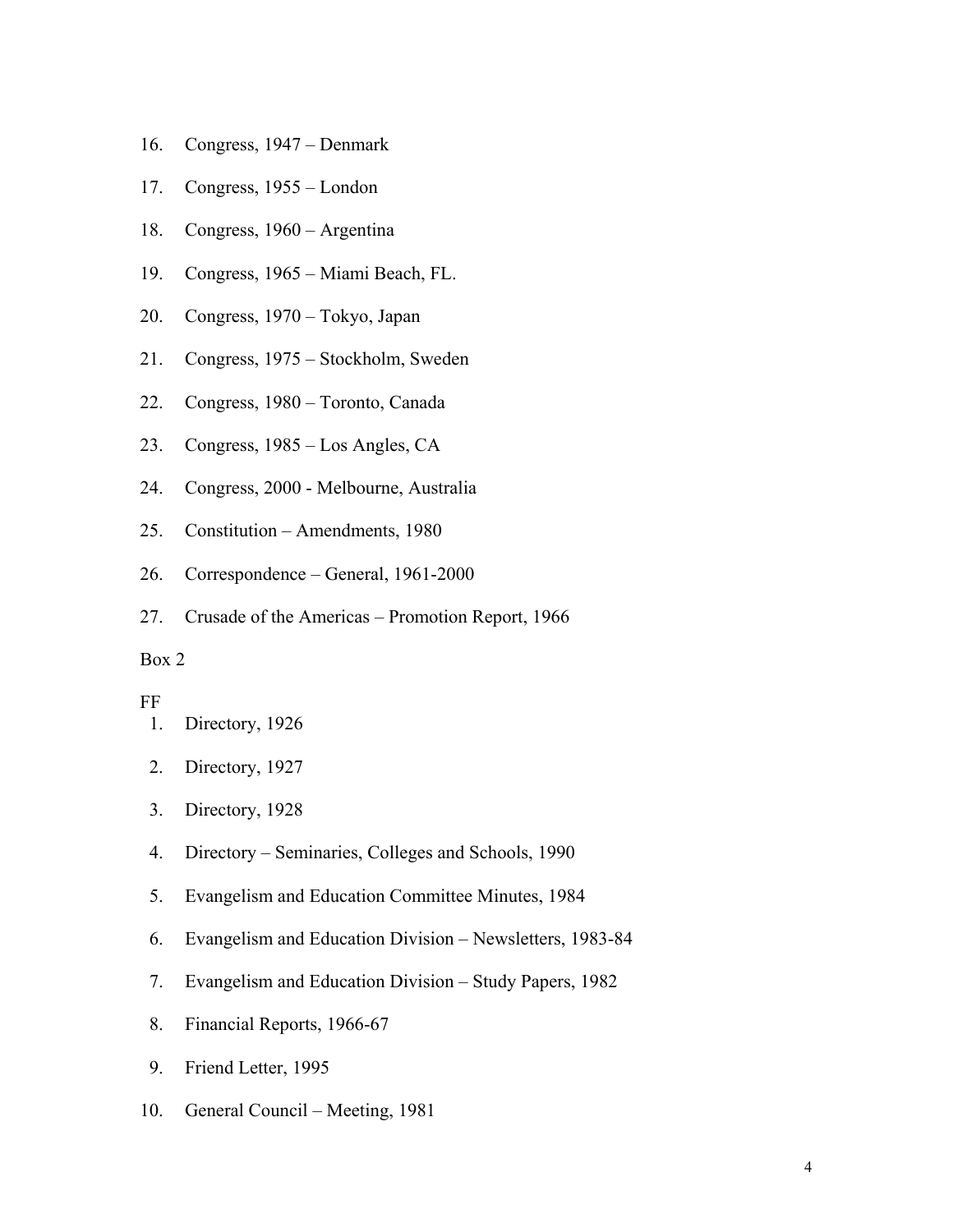16. Congress, 1947 – Denmark
17. Congress, 1955 – London
18. Congress, 1960 – Argentina
19. Congress, 1965 – Miami Beach, FL.
20. Congress, 1970 – Tokyo, Japan
21. Congress, 1975 – Stockholm, Sweden
22. Congress, 1980 – Toronto, Canada
23. Congress, 1985 – Los Angles, CA
24. Congress, 2000 - Melbourne, Australia
25. Constitution – Amendments, 1980
26. Correspondence – General, 1961-2000
27. Crusade of the Americas – Promotion Report, 1966

Box 2

FF

1. Directory, 1926
2. Directory, 1927
3. Directory, 1928
4. Directory – Seminaries, Colleges and Schools, 1990
5. Evangelism and Education Committee Minutes, 1984
6. Evangelism and Education Division – Newsletters, 1983-84
7. Evangelism and Education Division – Study Papers, 1982
8. Financial Reports, 1966-67
9. Friend Letter, 1995
10. General Council – Meeting, 1981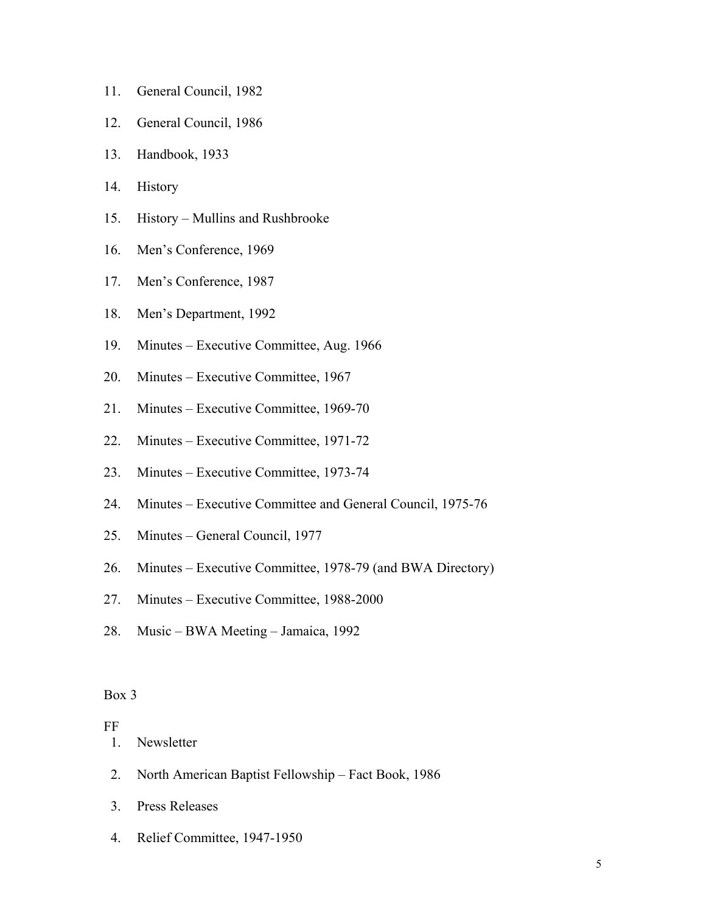11. General Council, 1982
12. General Council, 1986
13. Handbook, 1933
14. History
15. History – Mullins and Rushbrooke
16. Men's Conference, 1969
17. Men's Conference, 1987
18. Men's Department, 1992
19. Minutes – Executive Committee, Aug. 1966
20. Minutes – Executive Committee, 1967
21. Minutes – Executive Committee, 1969-70
22. Minutes – Executive Committee, 1971-72
23. Minutes – Executive Committee, 1973-74
24. Minutes – Executive Committee and General Council, 1975-76
25. Minutes – General Council, 1977
26. Minutes – Executive Committee, 1978-79 (and BWA Directory)
27. Minutes – Executive Committee, 1988-2000
28. Music – BWA Meeting – Jamaica, 1992

Box 3

FF

1. Newsletter
2. North American Baptist Fellowship – Fact Book, 1986
3. Press Releases
4. Relief Committee, 1947-1950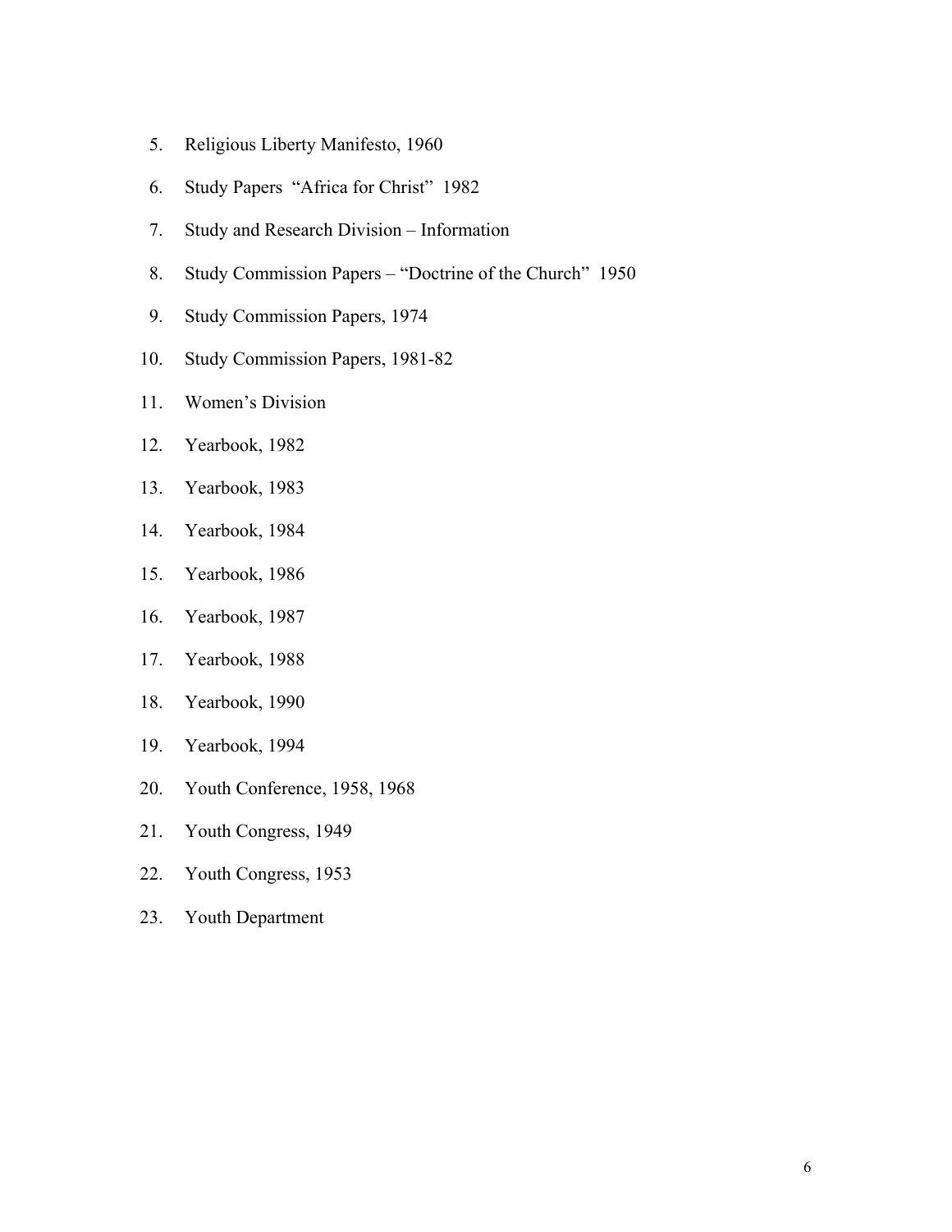5. Religious Liberty Manifesto, 1960
6. Study Papers "Africa for Christ" 1982
7. Study and Research Division – Information
8. Study Commission Papers – "Doctrine of the Church" 1950
9. Study Commission Papers, 1974
10. Study Commission Papers, 1981-82
11. Women's Division
12. Yearbook, 1982
13. Yearbook, 1983
14. Yearbook, 1984
15. Yearbook, 1986
16. Yearbook, 1987
17. Yearbook, 1988
18. Yearbook, 1990
19. Yearbook, 1994
20. Youth Conference, 1958, 1968
21. Youth Congress, 1949
22. Youth Congress, 1953
23. Youth Department